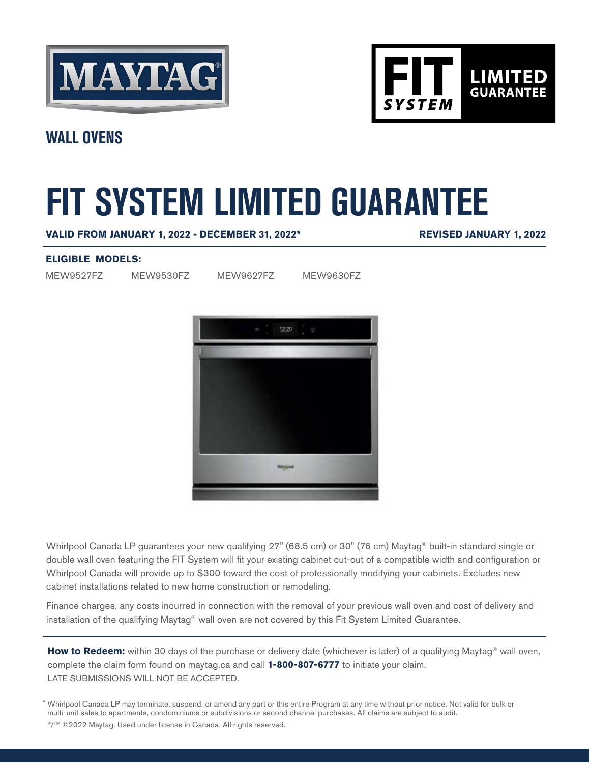MAYTAG®

FIT SYSTEM LIMITED GUARANTEE

## WALL OVENS

# FIT SYSTEM LIMITED GUARANTEE

**VALID FROM JANUARY 1, 2022 - DECEMBER 31, 2022*** **REVISED JANUARY 1, 2022**

**ELIGIBLE MODELS:**

MEW9527FZ MEW9530FZ MEW9627FZ MEW9630FZ

Whirlpool Canada LP guarantees your new qualifying 27" (68.5 cm) or 30" (76 cm) Maytag® built-in standard single or double wall oven featuring the FIT System will fit your existing cabinet cut-out of a compatible width and configuration or Whirlpool Canada will provide up to $300 toward the cost of professionally modifying your cabinets. Excludes new cabinet installations related to new home construction or remodeling.

Finance charges, any costs incurred in connection with the removal of your previous wall oven and cost of delivery and installation of the qualifying Maytag® wall oven are not covered by this Fit System Limited Guarantee.

**How to Redeem:** within 30 days of the purchase or delivery date (whichever is later) of a qualifying Maytag® wall oven, complete the claim form found on maytag.ca and call **1-800-807-6777** to initiate your claim.
LATE SUBMISSIONS WILL NOT BE ACCEPTED.

\* Whirlpool Canada LP may terminate, suspend, or amend any part or this entire Program at any time without prior notice. Not valid for bulk or multi-unit sales to apartments, condominiums or subdivisions or second channel purchases. All claims are subject to audit.

®/™ ©2022 Maytag. Used under license in Canada. All rights reserved.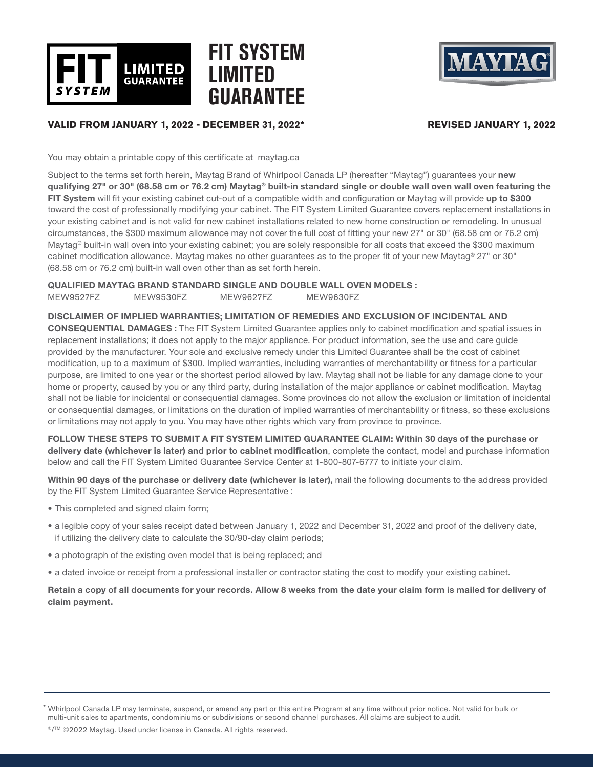# FIT SYSTEM LIMITED GUARANTEE

FIT SYSTEM LIMITED GUARANTEE

MAYTAG

**VALID FROM JANUARY 1, 2022 - DECEMBER 31, 2022*** **REVISED JANUARY 1, 2022**

You may obtain a printable copy of this certificate at maytag.ca

Subject to the terms set forth herein, Maytag Brand of Whirlpool Canada LP (hereafter "Maytag") guarantees your **new qualifying 27" or 30" (68.58 cm or 76.2 cm) Maytag® built-in standard single or double wall oven wall oven featuring the FIT System** will fit your existing cabinet cut-out of a compatible width and configuration or Maytag will provide **up to $300** toward the cost of professionally modifying your cabinet. The FIT System Limited Guarantee covers replacement installations in your existing cabinet and is not valid for new cabinet installations related to new home construction or remodeling. In unusual circumstances, the $300 maximum allowance may not cover the full cost of fitting your new 27" or 30" (68.58 cm or 76.2 cm) Maytag® built-in wall oven into your existing cabinet; you are solely responsible for all costs that exceed the $300 maximum cabinet modification allowance. Maytag makes no other guarantees as to the proper fit of your new Maytag® 27" or 30" (68.58 cm or 76.2 cm) built-in wall oven other than as set forth herein.

**QUALIFIED MAYTAG BRAND STANDARD SINGLE AND DOUBLE WALL OVEN MODELS :**
MEW9527FZ MEW9530FZ MEW9627FZ MEW9630FZ

**DISCLAIMER OF IMPLIED WARRANTIES; LIMITATION OF REMEDIES AND EXCLUSION OF INCIDENTAL AND CONSEQUENTIAL DAMAGES :** The FIT System Limited Guarantee applies only to cabinet modification and spatial issues in replacement installations; it does not apply to the major appliance. For product information, see the use and care guide provided by the manufacturer. Your sole and exclusive remedy under this Limited Guarantee shall be the cost of cabinet modification, up to a maximum of $300. Implied warranties, including warranties of merchantability or fitness for a particular purpose, are limited to one year or the shortest period allowed by law. Maytag shall not be liable for any damage done to your home or property, caused by you or any third party, during installation of the major appliance or cabinet modification. Maytag shall not be liable for incidental or consequential damages. Some provinces do not allow the exclusion or limitation of incidental or consequential damages, or limitations on the duration of implied warranties of merchantability or fitness, so these exclusions or limitations may not apply to you. You may have other rights which vary from province to province.

**FOLLOW THESE STEPS TO SUBMIT A FIT SYSTEM LIMITED GUARANTEE CLAIM: Within 30 days of the purchase or delivery date (whichever is later) and prior to cabinet modification**, complete the contact, model and purchase information below and call the FIT System Limited Guarantee Service Center at 1-800-807-6777 to initiate your claim.

**Within 90 days of the purchase or delivery date (whichever is later),** mail the following documents to the address provided by the FIT System Limited Guarantee Service Representative :

- This completed and signed claim form;
- a legible copy of your sales receipt dated between January 1, 2022 and December 31, 2022 and proof of the delivery date, if utilizing the delivery date to calculate the 30/90-day claim periods;
- a photograph of the existing oven model that is being replaced; and
- a dated invoice or receipt from a professional installer or contractor stating the cost to modify your existing cabinet.

**Retain a copy of all documents for your records. Allow 8 weeks from the date your claim form is mailed for delivery of claim payment.**

* Whirlpool Canada LP may terminate, suspend, or amend any part or this entire Program at any time without prior notice. Not valid for bulk or multi-unit sales to apartments, condominiums or subdivisions or second channel purchases. All claims are subject to audit.

®/™ ©2022 Maytag. Used under license in Canada. All rights reserved.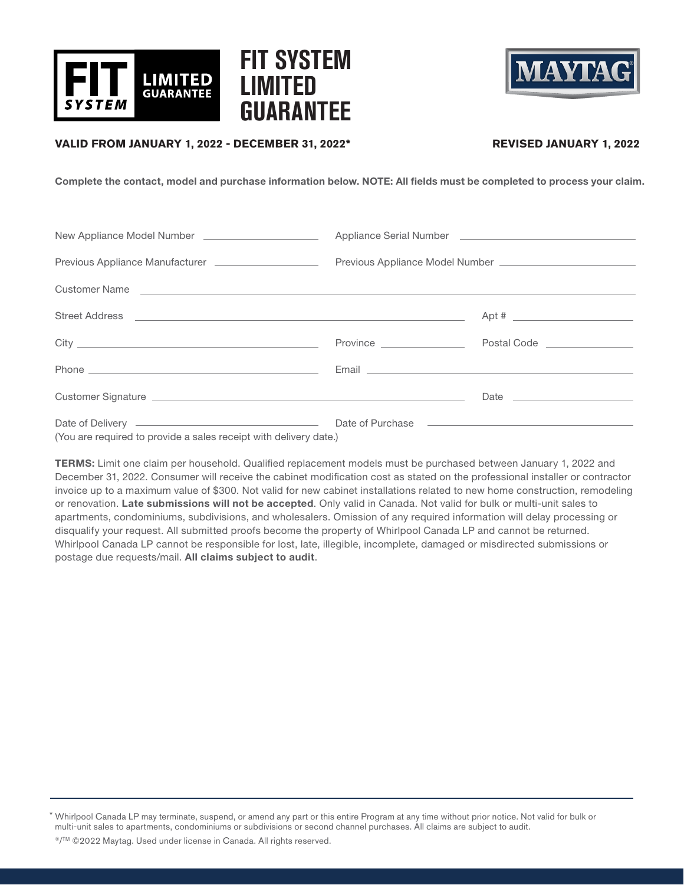# FIT SYSTEM LIMITED GUARANTEE

FIT SYSTEM LIMITED GUARANTEE

MAYTAG

**VALID FROM JANUARY 1, 2022 - DECEMBER 31, 2022*** **REVISED JANUARY 1, 2022**

**Complete the contact, model and purchase information below. NOTE: All fields must be completed to process your claim.**

New Appliance Model Number ____________________ Appliance Serial Number ____________________

Previous Appliance Manufacturer ____________________ Previous Appliance Model Number ____________________

Customer Name ________________________________________________

Street Address ________________________________ Apt # ____________

City ____________________ Province ____________ Postal Code ____________

Phone ____________________ Email ____________________

Customer Signature ________________________________ Date ____________

Date of Delivery ____________________ Date of Purchase ____________________

(You are required to provide a sales receipt with delivery date.)

**TERMS:** Limit one claim per household. Qualified replacement models must be purchased between January 1, 2022 and December 31, 2022. Consumer will receive the cabinet modification cost as stated on the professional installer or contractor invoice up to a maximum value of $300. Not valid for new cabinet installations related to new home construction, remodeling or renovation. **Late submissions will not be accepted**. Only valid in Canada. Not valid for bulk or multi-unit sales to apartments, condominiums, subdivisions, and wholesalers. Omission of any required information will delay processing or disqualify your request. All submitted proofs become the property of Whirlpool Canada LP and cannot be returned. Whirlpool Canada LP cannot be responsible for lost, late, illegible, incomplete, damaged or misdirected submissions or postage due requests/mail. **All claims subject to audit**.

* Whirlpool Canada LP may terminate, suspend, or amend any part or this entire Program at any time without prior notice. Not valid for bulk or multi-unit sales to apartments, condominiums or subdivisions or second channel purchases. All claims are subject to audit.

®/™ ©2022 Maytag. Used under license in Canada. All rights reserved.